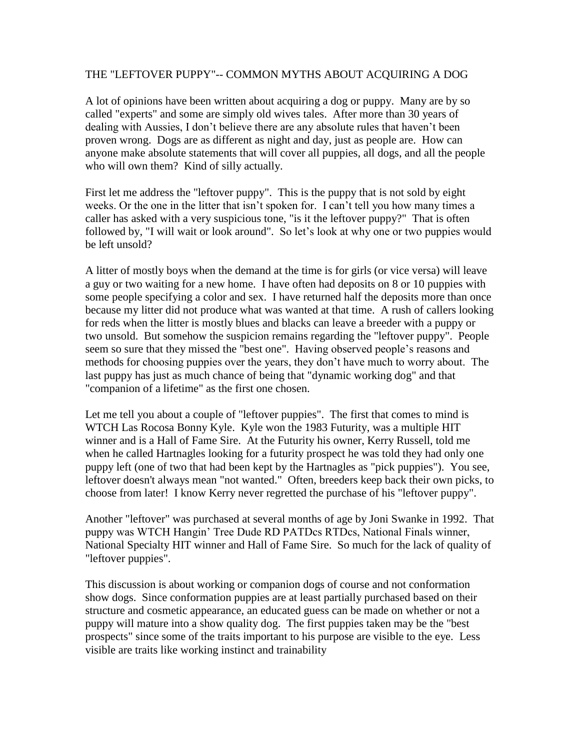# THE "LEFTOVER PUPPY"-- COMMON MYTHS ABOUT ACQUIRING A DOG

A lot of opinions have been written about acquiring a dog or puppy. Many are by so called "experts" and some are simply old wives tales. After more than 30 years of dealing with Aussies, I don't believe there are any absolute rules that haven't been proven wrong. Dogs are as different as night and day, just as people are. How can anyone make absolute statements that will cover all puppies, all dogs, and all the people who will own them? Kind of silly actually.

First let me address the "leftover puppy". This is the puppy that is not sold by eight weeks. Or the one in the litter that isn't spoken for. I can't tell you how many times a caller has asked with a very suspicious tone, "is it the leftover puppy?" That is often followed by, "I will wait or look around". So let's look at why one or two puppies would be left unsold?

A litter of mostly boys when the demand at the time is for girls (or vice versa) will leave a guy or two waiting for a new home. I have often had deposits on 8 or 10 puppies with some people specifying a color and sex. I have returned half the deposits more than once because my litter did not produce what was wanted at that time. A rush of callers looking for reds when the litter is mostly blues and blacks can leave a breeder with a puppy or two unsold. But somehow the suspicion remains regarding the "leftover puppy". People seem so sure that they missed the "best one". Having observed people's reasons and methods for choosing puppies over the years, they don't have much to worry about. The last puppy has just as much chance of being that "dynamic working dog" and that "companion of a lifetime" as the first one chosen.

Let me tell you about a couple of "leftover puppies". The first that comes to mind is WTCH Las Rocosa Bonny Kyle. Kyle won the 1983 Futurity, was a multiple HIT winner and is a Hall of Fame Sire. At the Futurity his owner, Kerry Russell, told me when he called Hartnagles looking for a futurity prospect he was told they had only one puppy left (one of two that had been kept by the Hartnagles as "pick puppies"). You see, leftover doesn't always mean "not wanted." Often, breeders keep back their own picks, to choose from later! I know Kerry never regretted the purchase of his "leftover puppy".

Another "leftover" was purchased at several months of age by Joni Swanke in 1992. That puppy was WTCH Hangin' Tree Dude RD PATDcs RTDcs, National Finals winner, National Specialty HIT winner and Hall of Fame Sire. So much for the lack of quality of "leftover puppies".

This discussion is about working or companion dogs of course and not conformation show dogs. Since conformation puppies are at least partially purchased based on their structure and cosmetic appearance, an educated guess can be made on whether or not a puppy will mature into a show quality dog. The first puppies taken may be the "best prospects" since some of the traits important to his purpose are visible to the eye. Less visible are traits like working instinct and trainability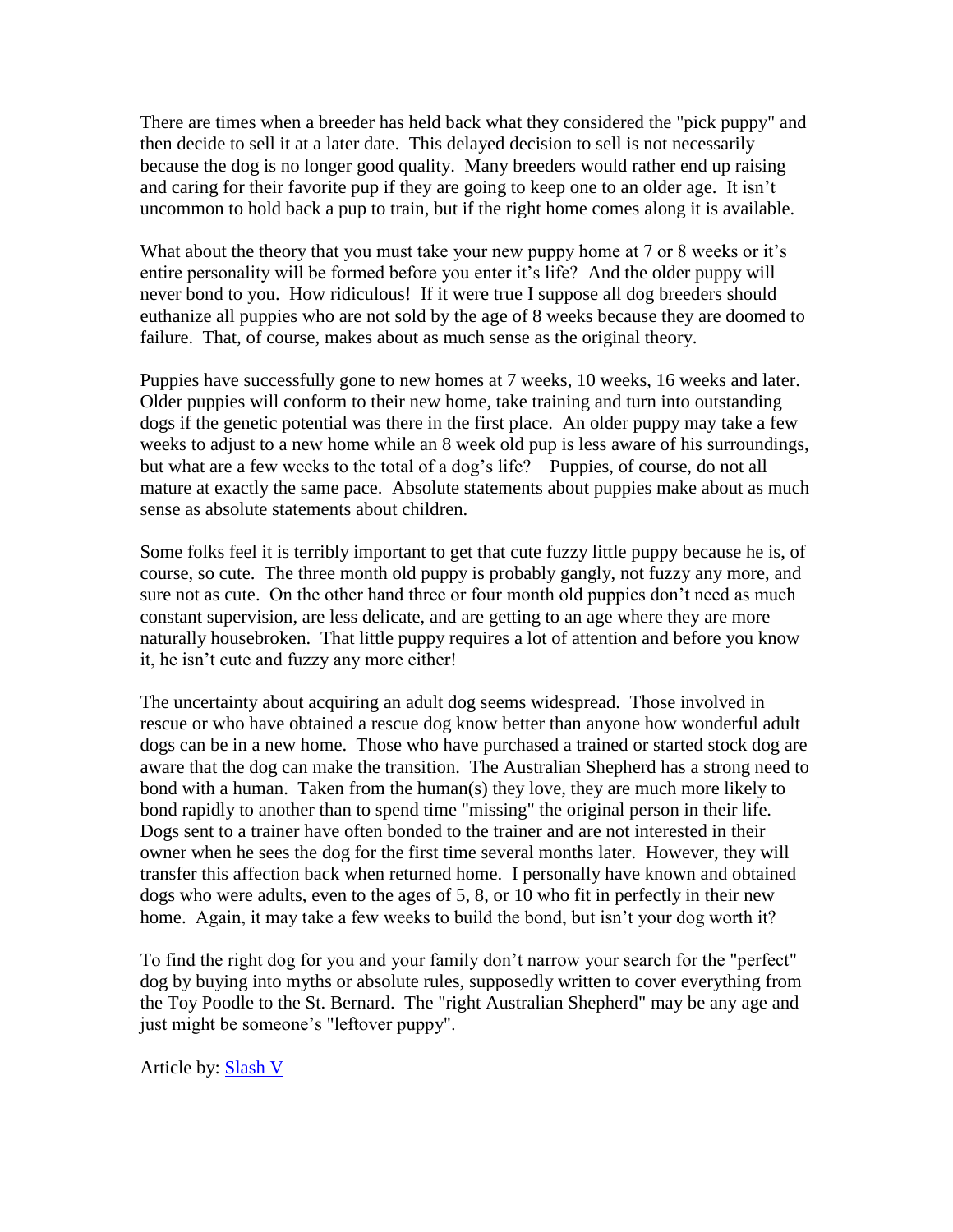There are times when a breeder has held back what they considered the "pick puppy" and then decide to sell it at a later date. This delayed decision to sell is not necessarily because the dog is no longer good quality. Many breeders would rather end up raising and caring for their favorite pup if they are going to keep one to an older age. It isn't uncommon to hold back a pup to train, but if the right home comes along it is available.

What about the theory that you must take your new puppy home at 7 or 8 weeks or it's entire personality will be formed before you enter it's life? And the older puppy will never bond to you. How ridiculous! If it were true I suppose all dog breeders should euthanize all puppies who are not sold by the age of 8 weeks because they are doomed to failure. That, of course, makes about as much sense as the original theory.

Puppies have successfully gone to new homes at 7 weeks, 10 weeks, 16 weeks and later. Older puppies will conform to their new home, take training and turn into outstanding dogs if the genetic potential was there in the first place. An older puppy may take a few weeks to adjust to a new home while an 8 week old pup is less aware of his surroundings, but what are a few weeks to the total of a dog's life? Puppies, of course, do not all mature at exactly the same pace. Absolute statements about puppies make about as much sense as absolute statements about children.

Some folks feel it is terribly important to get that cute fuzzy little puppy because he is, of course, so cute. The three month old puppy is probably gangly, not fuzzy any more, and sure not as cute. On the other hand three or four month old puppies don't need as much constant supervision, are less delicate, and are getting to an age where they are more naturally housebroken. That little puppy requires a lot of attention and before you know it, he isn't cute and fuzzy any more either!

The uncertainty about acquiring an adult dog seems widespread. Those involved in rescue or who have obtained a rescue dog know better than anyone how wonderful adult dogs can be in a new home. Those who have purchased a trained or started stock dog are aware that the dog can make the transition. The Australian Shepherd has a strong need to bond with a human. Taken from the human(s) they love, they are much more likely to bond rapidly to another than to spend time "missing" the original person in their life. Dogs sent to a trainer have often bonded to the trainer and are not interested in their owner when he sees the dog for the first time several months later. However, they will transfer this affection back when returned home. I personally have known and obtained dogs who were adults, even to the ages of 5, 8, or 10 who fit in perfectly in their new home. Again, it may take a few weeks to build the bond, but isn't your dog worth it?

To find the right dog for you and your family don't narrow your search for the "perfect" dog by buying into myths or absolute rules, supposedly written to cover everything from the Toy Poodle to the St. Bernard. The "right Australian Shepherd" may be any age and just might be someone's "leftover puppy".

Article by: Slash V